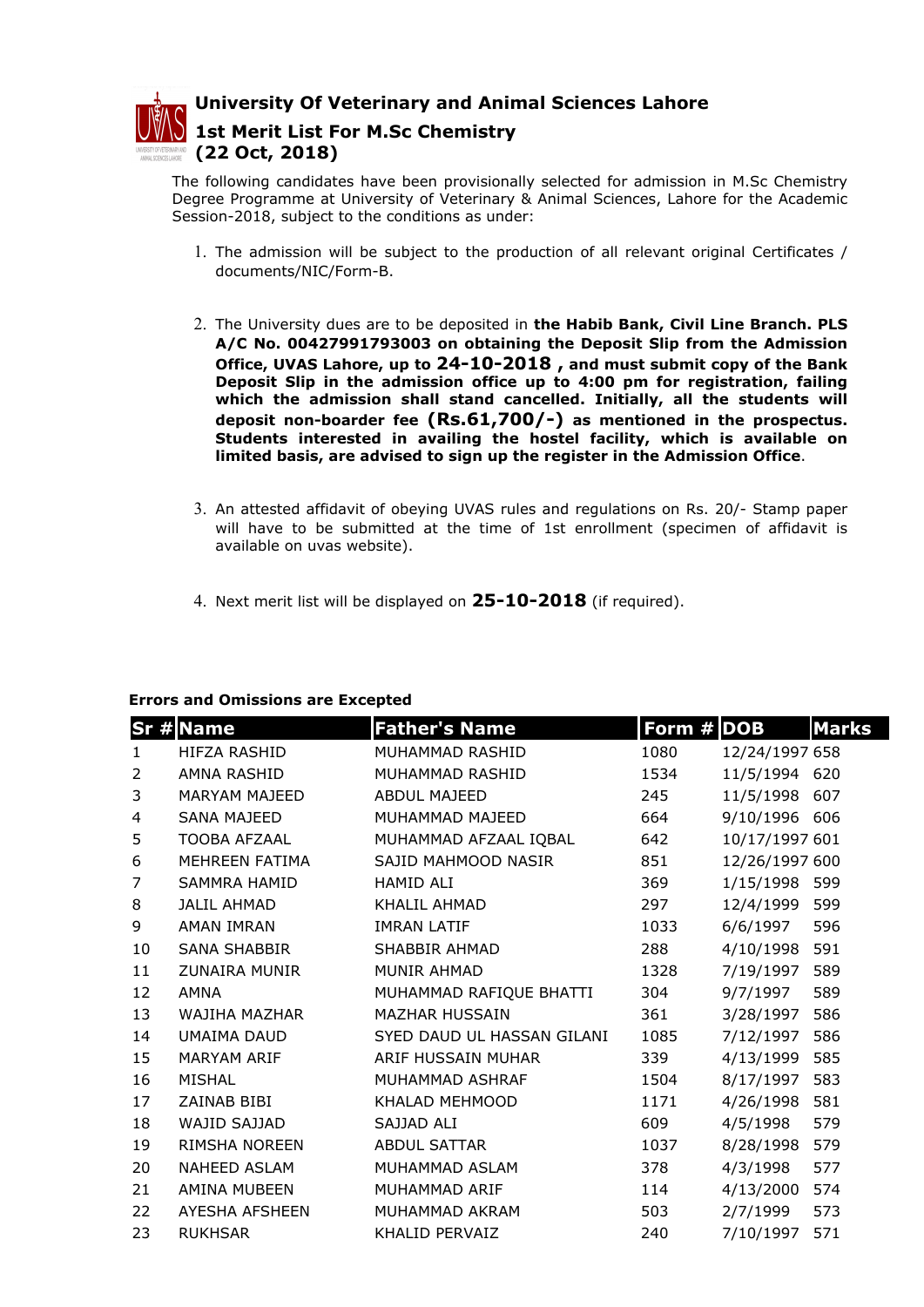# University Of Veterinary and Animal Sciences Lahore

## 1st Merit List For M.Sc Chemistry

## (22 Oct, 2018)

The following candidates have been provisionally selected for admission in M.Sc Chemistry Degree Programme at University of Veterinary & Animal Sciences, Lahore for the Academic Session-2018, subject to the conditions as under:

1. The admission will be subject to the production of all relevant original Certificates / documents/NIC/Form-B.

2. The University dues are to be deposited in **the Habib Bank, Civil Line Branch. PLS A/C No. 00427991793003 on obtaining the Deposit Slip from the Admission Office, UVAS Lahore, up to 24-10-2018 , and must submit copy of the Bank Deposit Slip in the admission office up to 4:00 pm for registration, failing which the admission shall stand cancelled. Initially, all the students will deposit non-boarder fee (Rs.61,700/-) as mentioned in the prospectus. Students interested in availing the hostel facility, which is available on limited basis, are advised to sign up the register in the Admission Office**.

3. An attested affidavit of obeying UVAS rules and regulations on Rs. 20/- Stamp paper will have to be submitted at the time of 1st enrollment (specimen of affidavit is available on uvas website).

4. Next merit list will be displayed on **25-10-2018** (if required).

**Errors and Omissions are Excepted**

| Sr # | Name | Father's Name | Form # | DOB | Marks |
|---|---|---|---|---|---|
| 1 | HIFZA RASHID | MUHAMMAD RASHID | 1080 | 12/24/1997 | 658 |
| 2 | AMNA RASHID | MUHAMMAD RASHID | 1534 | 11/5/1994 | 620 |
| 3 | MARYAM MAJEED | ABDUL MAJEED | 245 | 11/5/1998 | 607 |
| 4 | SANA MAJEED | MUHAMMAD MAJEED | 664 | 9/10/1996 | 606 |
| 5 | TOOBA AFZAAL | MUHAMMAD AFZAAL IQBAL | 642 | 10/17/1997 | 601 |
| 6 | MEHREEN FATIMA | SAJID MAHMOOD NASIR | 851 | 12/26/1997 | 600 |
| 7 | SAMMRA HAMID | HAMID ALI | 369 | 1/15/1998 | 599 |
| 8 | JALIL AHMAD | KHALIL AHMAD | 297 | 12/4/1999 | 599 |
| 9 | AMAN IMRAN | IMRAN LATIF | 1033 | 6/6/1997 | 596 |
| 10 | SANA SHABBIR | SHABBIR AHMAD | 288 | 4/10/1998 | 591 |
| 11 | ZUNAIRA MUNIR | MUNIR AHMAD | 1328 | 7/19/1997 | 589 |
| 12 | AMNA | MUHAMMAD RAFIQUE BHATTI | 304 | 9/7/1997 | 589 |
| 13 | WAJIHA MAZHAR | MAZHAR HUSSAIN | 361 | 3/28/1997 | 586 |
| 14 | UMAIMA DAUD | SYED DAUD UL HASSAN GILANI | 1085 | 7/12/1997 | 586 |
| 15 | MARYAM ARIF | ARIF HUSSAIN MUHAR | 339 | 4/13/1999 | 585 |
| 16 | MISHAL | MUHAMMAD ASHRAF | 1504 | 8/17/1997 | 583 |
| 17 | ZAINAB BIBI | KHALAD MEHMOOD | 1171 | 4/26/1998 | 581 |
| 18 | WAJID SAJJAD | SAJJAD ALI | 609 | 4/5/1998 | 579 |
| 19 | RIMSHA NOREEN | ABDUL SATTAR | 1037 | 8/28/1998 | 579 |
| 20 | NAHEED ASLAM | MUHAMMAD ASLAM | 378 | 4/3/1998 | 577 |
| 21 | AMINA MUBEEN | MUHAMMAD ARIF | 114 | 4/13/2000 | 574 |
| 22 | AYESHA AFSHEEN | MUHAMMAD AKRAM | 503 | 2/7/1999 | 573 |
| 23 | RUKHSAR | KHALID PERVAIZ | 240 | 7/10/1997 | 571 |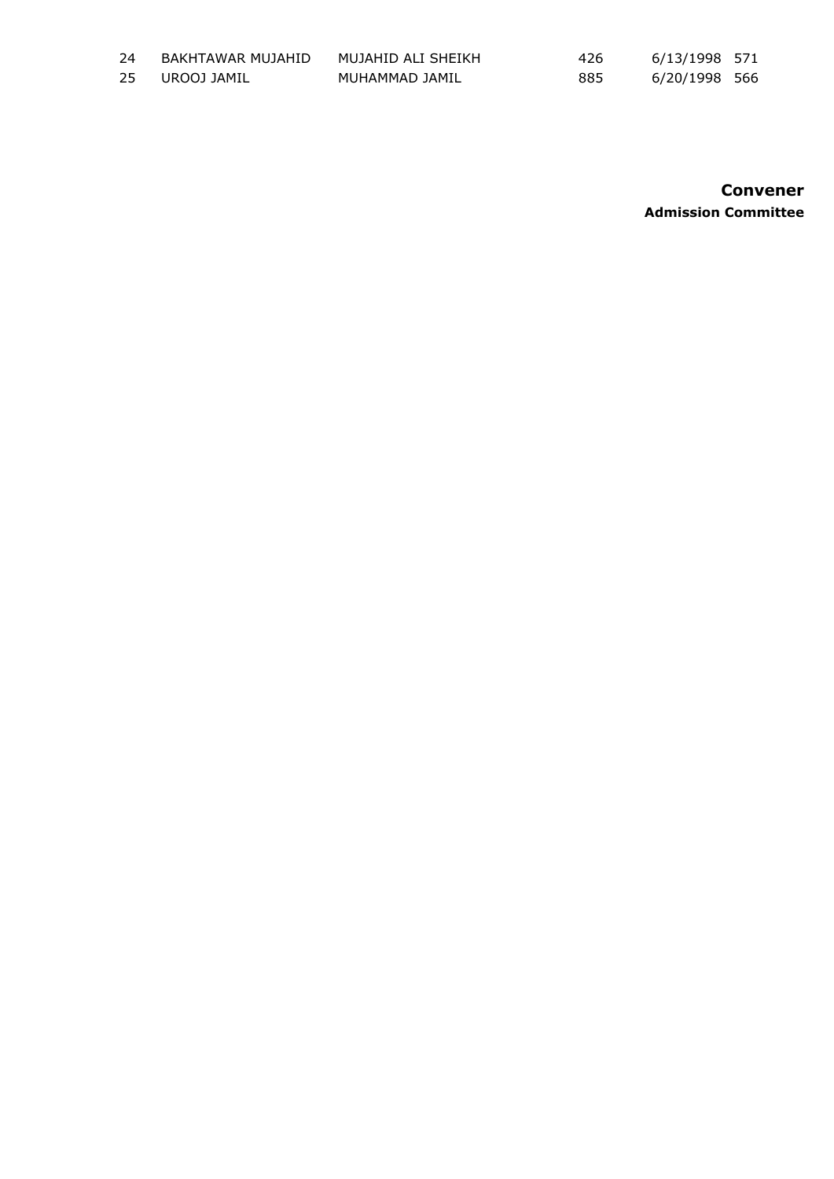| | | | | | |
|---|---|---|---|---|---|
| 24 | BAKHTAWAR MUJAHID | MUJAHID ALI SHEIKH | 426 | 6/13/1998 | 571 |
| 25 | UROOJ JAMIL | MUHAMMAD JAMIL | 885 | 6/20/1998 | 566 |

**Convener**
**Admission Committee**